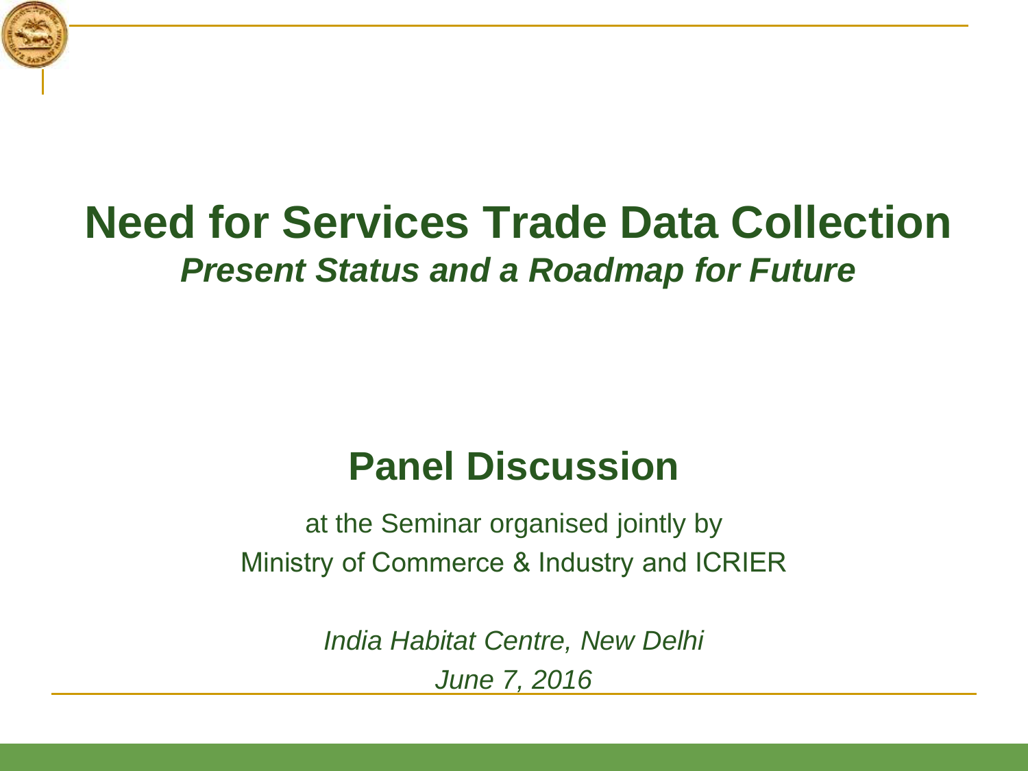# Need for Services Trade Data Collection

***Present Status and a Roadmap for Future***

## Panel Discussion

at the Seminar organised jointly by
Ministry of Commerce & Industry and ICRIER

*India Habitat Centre, New Delhi*

*June 7, 2016*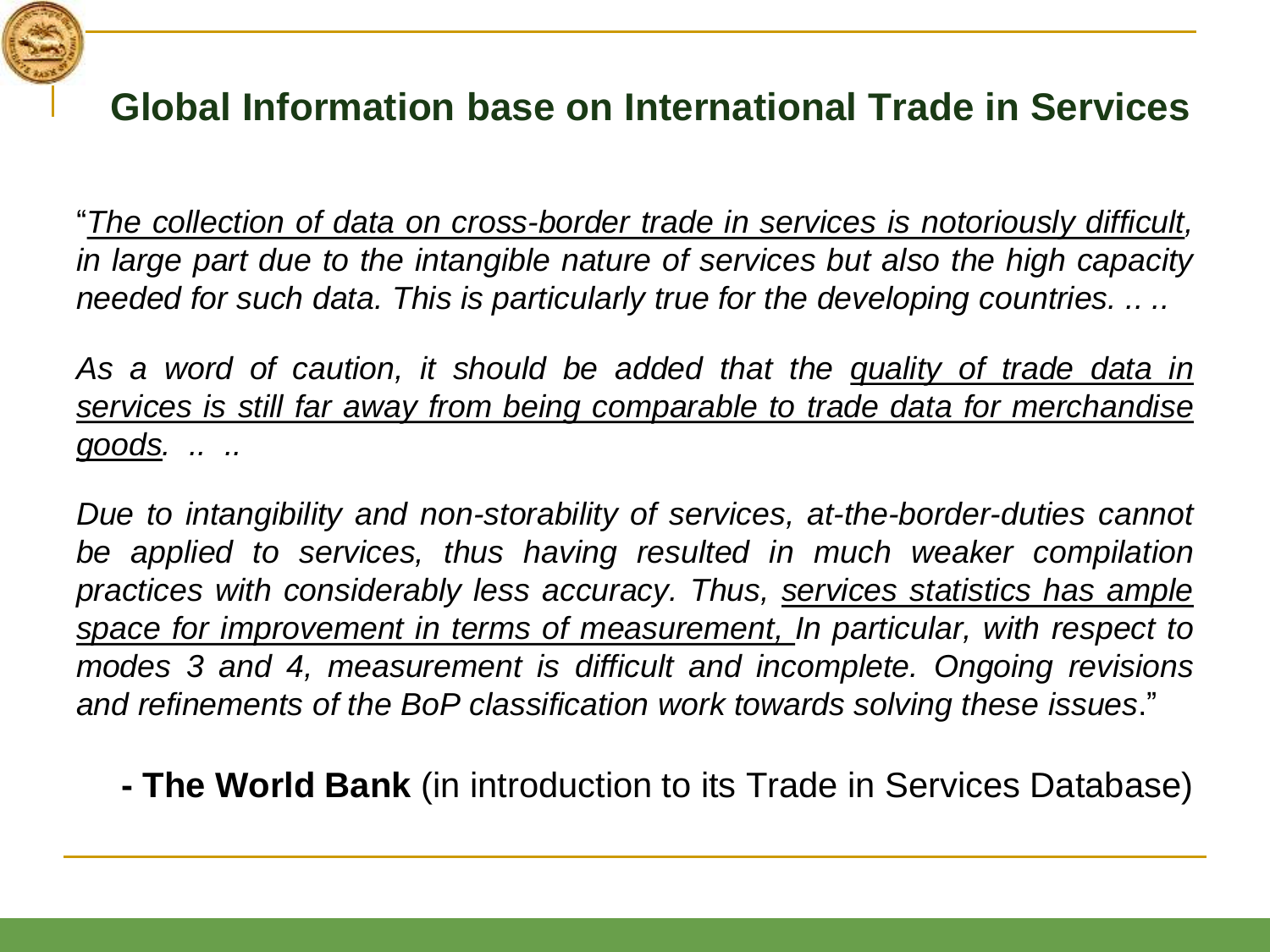## Global Information base on International Trade in Services

"*The collection of data on cross-border trade in services is notoriously difficult, in large part due to the intangible nature of services but also the high capacity needed for such data. This is particularly true for the developing countries. .. ..*

*As a word of caution, it should be added that the quality of trade data in services is still far away from being comparable to trade data for merchandise goods. .. ..*

*Due to intangibility and non-storability of services, at-the-border-duties cannot be applied to services, thus having resulted in much weaker compilation practices with considerably less accuracy. Thus, services statistics has ample space for improvement in terms of measurement, In particular, with respect to modes 3 and 4, measurement is difficult and incomplete. Ongoing revisions and refinements of the BoP classification work towards solving these issues*."

**- The World Bank** (in introduction to its Trade in Services Database)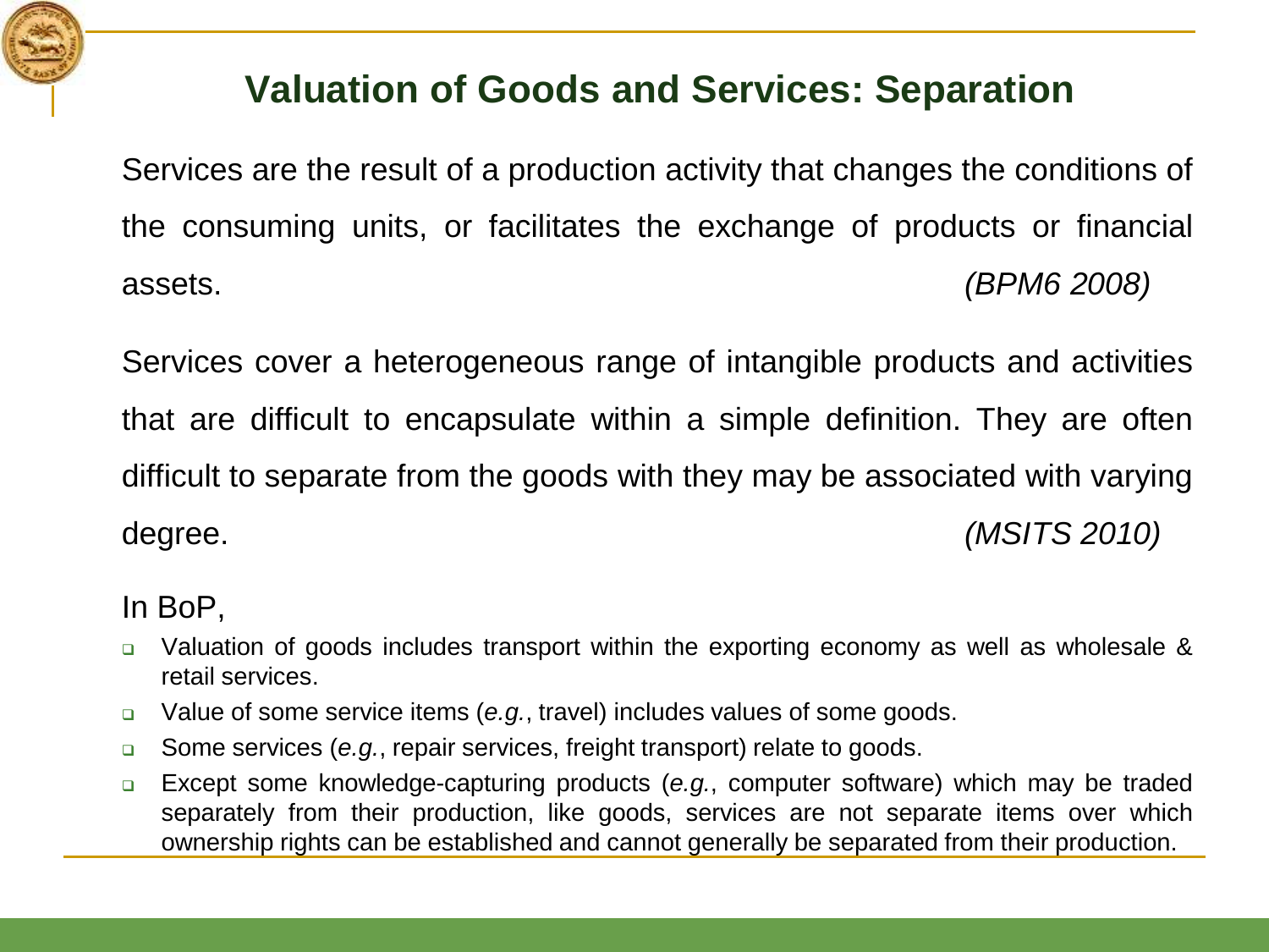# Valuation of Goods and Services: Separation

Services are the result of a production activity that changes the conditions of the consuming units, or facilitates the exchange of products or financial assets. *(BPM6 2008)*

Services cover a heterogeneous range of intangible products and activities that are difficult to encapsulate within a simple definition. They are often difficult to separate from the goods with they may be associated with varying degree. *(MSITS 2010)*

In BoP,

- Valuation of goods includes transport within the exporting economy as well as wholesale & retail services.
- Value of some service items (*e.g.*, travel) includes values of some goods.
- Some services (*e.g.*, repair services, freight transport) relate to goods.
- Except some knowledge-capturing products (*e.g.*, computer software) which may be traded separately from their production, like goods, services are not separate items over which ownership rights can be established and cannot generally be separated from their production.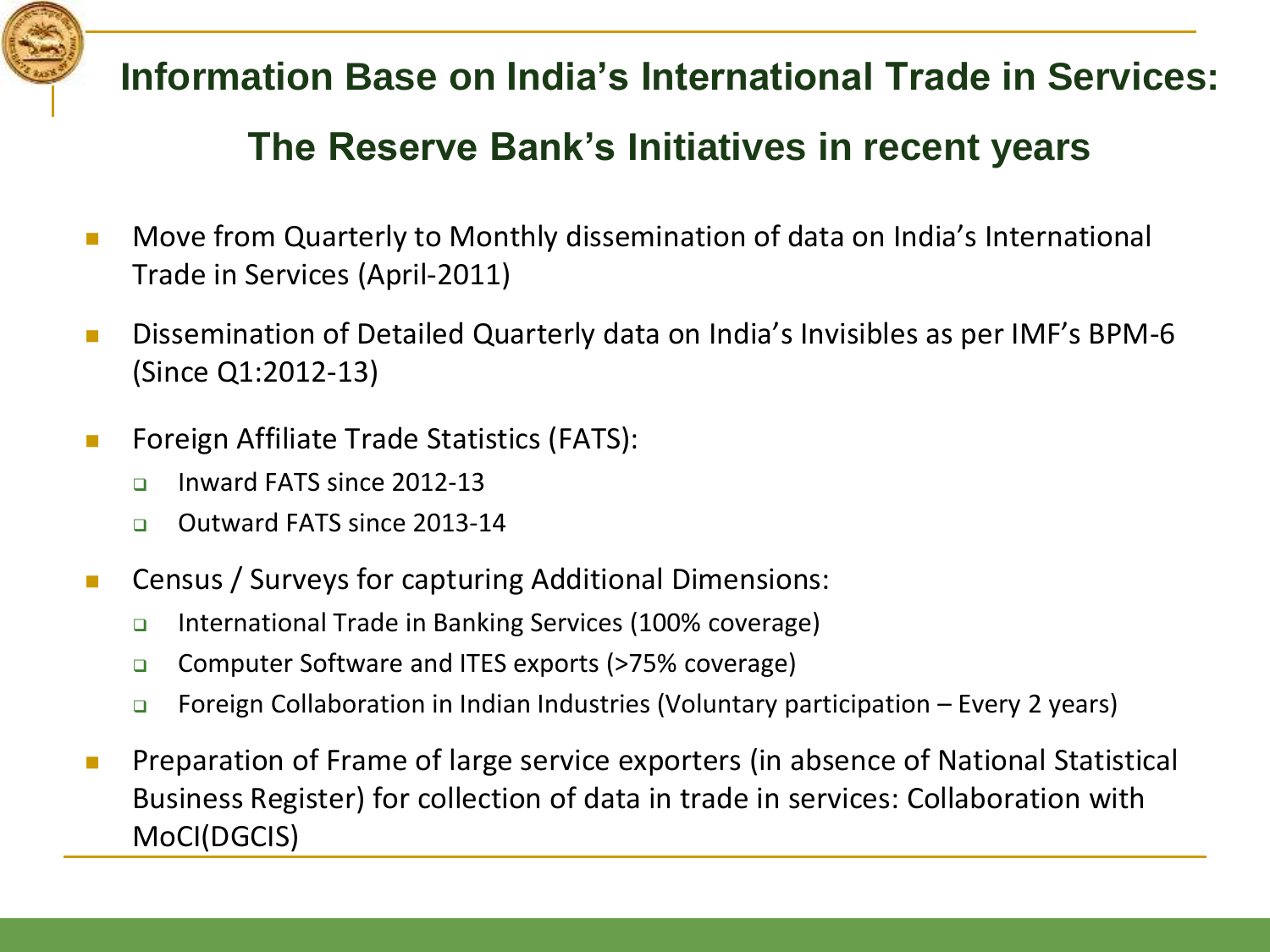# Information Base on India's International Trade in Services:

## The Reserve Bank's Initiatives in recent years

- Move from Quarterly to Monthly dissemination of data on India's International Trade in Services (April-2011)
- Dissemination of Detailed Quarterly data on India's Invisibles as per IMF's BPM-6 (Since Q1:2012-13)
- Foreign Affiliate Trade Statistics (FATS):
  - Inward FATS since 2012-13
  - Outward FATS since 2013-14
- Census / Surveys for capturing Additional Dimensions:
  - International Trade in Banking Services (100% coverage)
  - Computer Software and ITES exports (>75% coverage)
  - Foreign Collaboration in Indian Industries (Voluntary participation – Every 2 years)
- Preparation of Frame of large service exporters (in absence of National Statistical Business Register) for collection of data in trade in services: Collaboration with MoCI(DGCIS)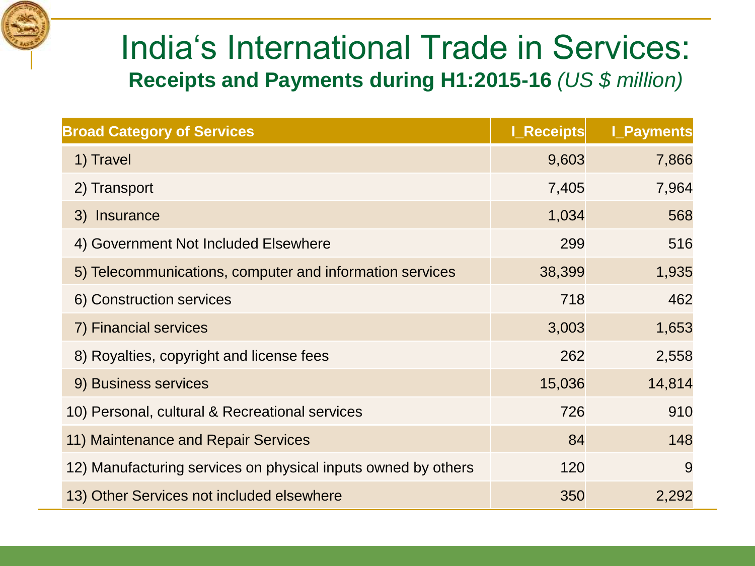# India's International Trade in Services:

**Receipts and Payments during H1:2015-16** *(US $ million)*

| Broad Category of Services | I_Receipts | I_Payments |
|---|---|---|
| 1) Travel | 9,603 | 7,866 |
| 2) Transport | 7,405 | 7,964 |
| 3) Insurance | 1,034 | 568 |
| 4) Government Not Included Elsewhere | 299 | 516 |
| 5) Telecommunications, computer and information services | 38,399 | 1,935 |
| 6) Construction services | 718 | 462 |
| 7) Financial services | 3,003 | 1,653 |
| 8) Royalties, copyright and license fees | 262 | 2,558 |
| 9) Business services | 15,036 | 14,814 |
| 10) Personal, cultural & Recreational services | 726 | 910 |
| 11) Maintenance and Repair Services | 84 | 148 |
| 12) Manufacturing services on physical inputs owned by others | 120 | 9 |
| 13) Other Services not included elsewhere | 350 | 2,292 |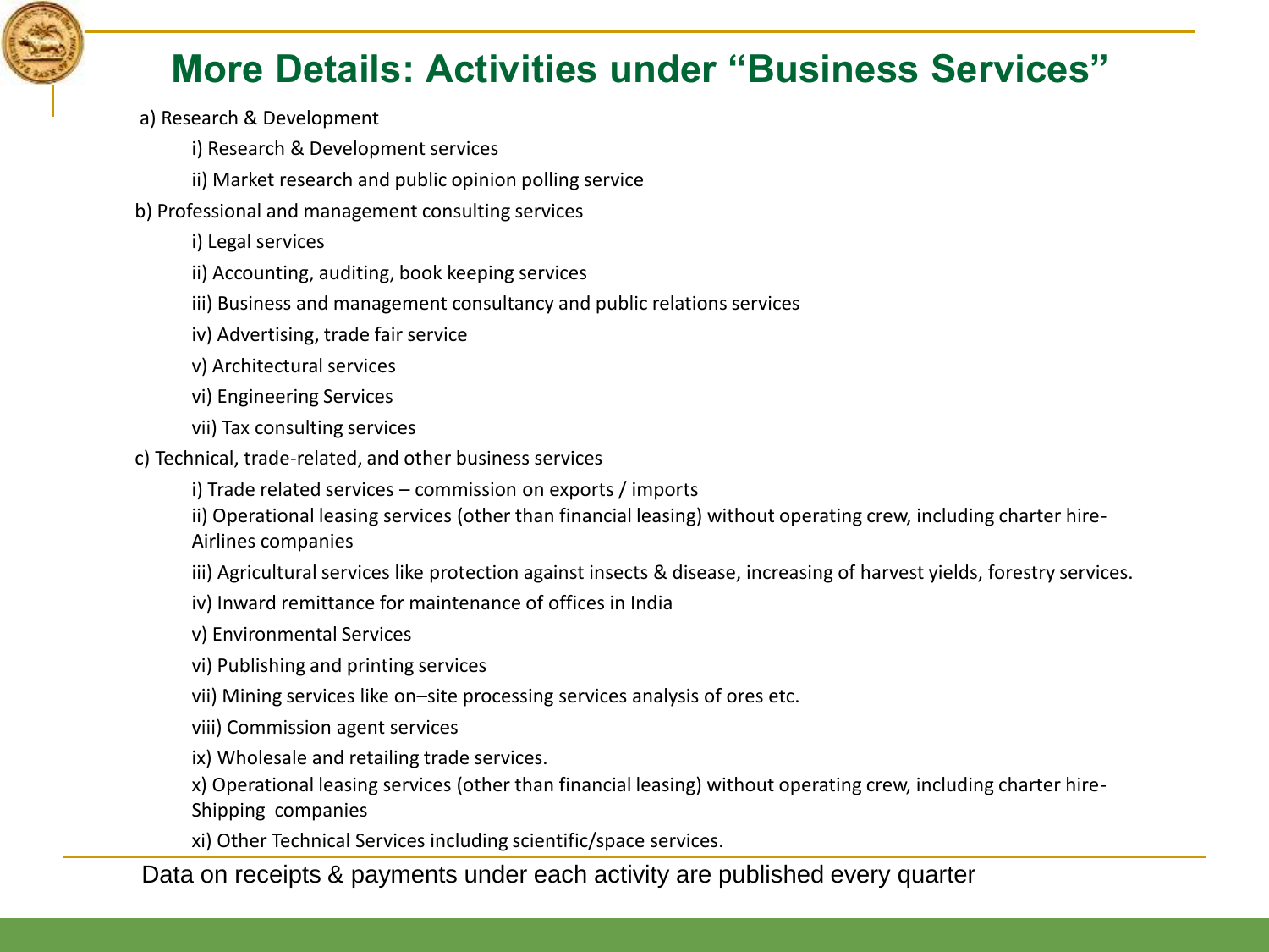# More Details: Activities under "Business Services"

a) Research & Development

- i) Research & Development services
- ii) Market research and public opinion polling service

b) Professional and management consulting services

- i) Legal services
- ii) Accounting, auditing, book keeping services
- iii) Business and management consultancy and public relations services
- iv) Advertising, trade fair service
- v) Architectural services
- vi) Engineering Services
- vii) Tax consulting services

c) Technical, trade-related, and other business services

- i) Trade related services – commission on exports / imports
- ii) Operational leasing services (other than financial leasing) without operating crew, including charter hire- Airlines companies
- iii) Agricultural services like protection against insects & disease, increasing of harvest yields, forestry services.
- iv) Inward remittance for maintenance of offices in India
- v) Environmental Services
- vi) Publishing and printing services
- vii) Mining services like on–site processing services analysis of ores etc.
- viii) Commission agent services
- ix) Wholesale and retailing trade services.
- x) Operational leasing services (other than financial leasing) without operating crew, including charter hire- Shipping companies
- xi) Other Technical Services including scientific/space services.

Data on receipts & payments under each activity are published every quarter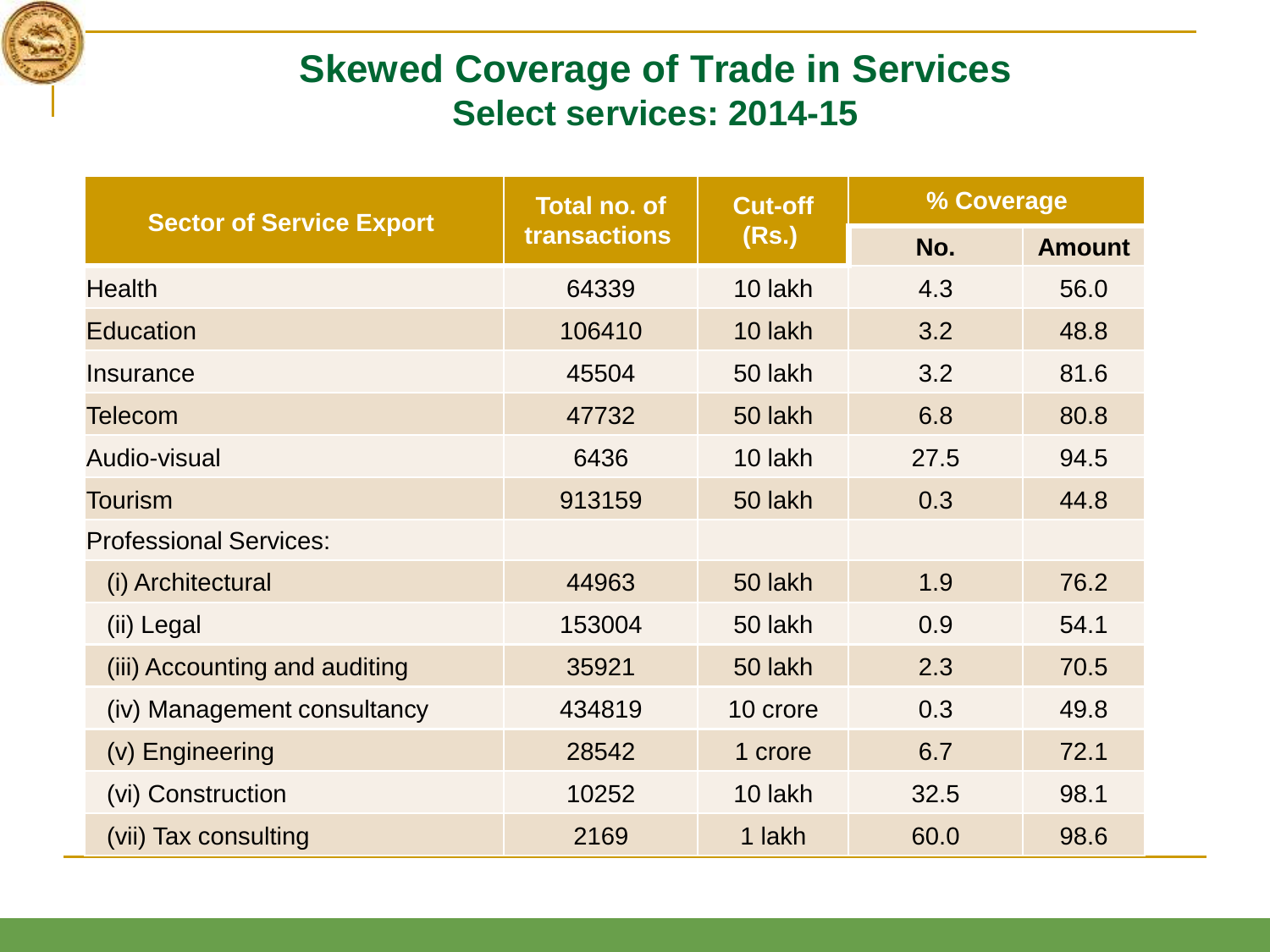# Skewed Coverage of Trade in Services

## Select services: 2014-15

| Sector of Service Export | Total no. of transactions | Cut-off (Rs.) | % Coverage | |
|---|---|---|---|---|
| | | | No. | Amount |
| Health | 64339 | 10 lakh | 4.3 | 56.0 |
| Education | 106410 | 10 lakh | 3.2 | 48.8 |
| Insurance | 45504 | 50 lakh | 3.2 | 81.6 |
| Telecom | 47732 | 50 lakh | 6.8 | 80.8 |
| Audio-visual | 6436 | 10 lakh | 27.5 | 94.5 |
| Tourism | 913159 | 50 lakh | 0.3 | 44.8 |
| Professional Services: | | | | |
| (i) Architectural | 44963 | 50 lakh | 1.9 | 76.2 |
| (ii) Legal | 153004 | 50 lakh | 0.9 | 54.1 |
| (iii) Accounting and auditing | 35921 | 50 lakh | 2.3 | 70.5 |
| (iv) Management consultancy | 434819 | 10 crore | 0.3 | 49.8 |
| (v) Engineering | 28542 | 1 crore | 6.7 | 72.1 |
| (vi) Construction | 10252 | 10 lakh | 32.5 | 98.1 |
| (vii) Tax consulting | 2169 | 1 lakh | 60.0 | 98.6 |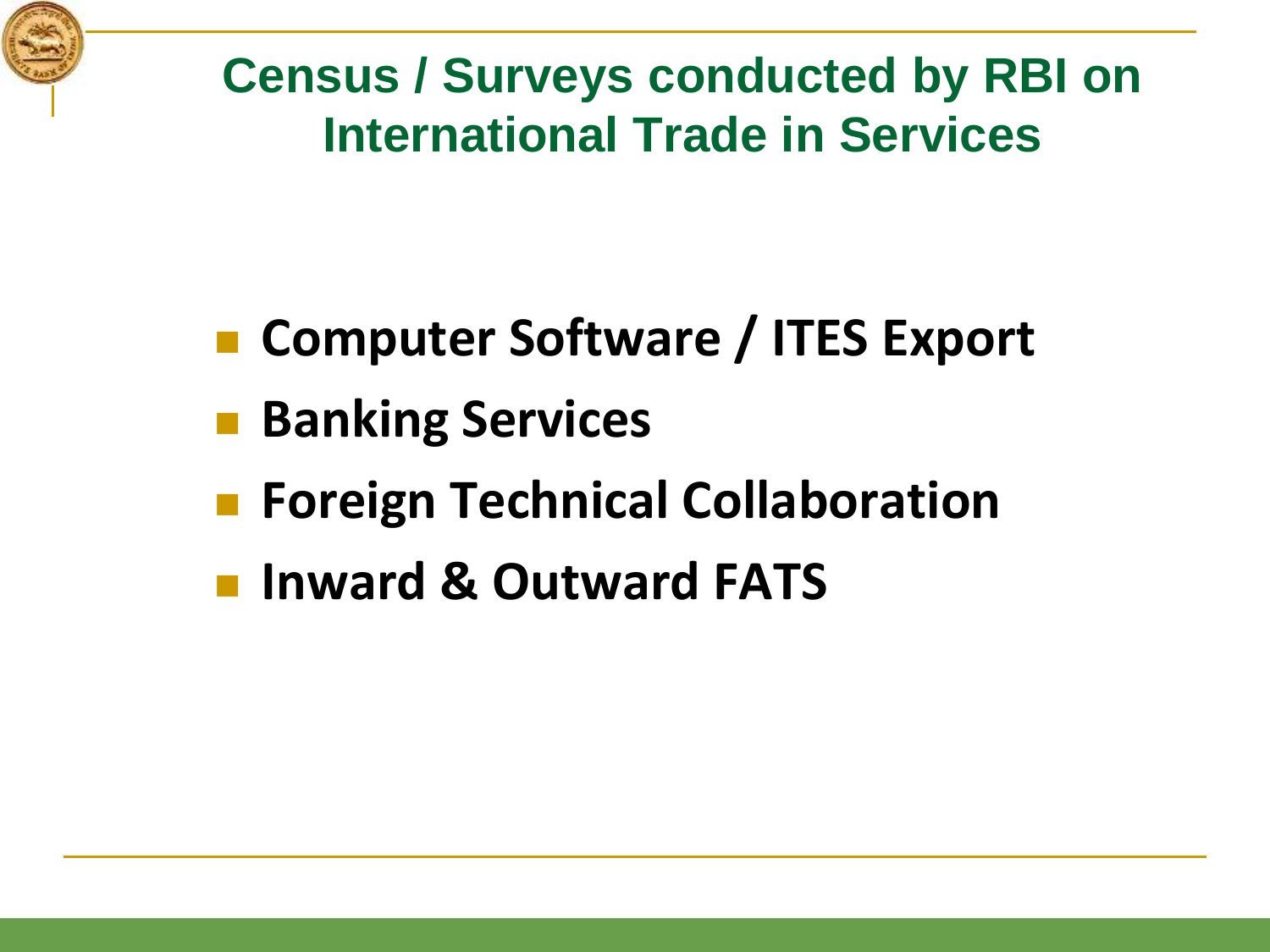## Census / Surveys conducted by RBI on International Trade in Services

- **Computer Software / ITES Export**
- **Banking Services**
- **Foreign Technical Collaboration**
- **Inward & Outward FATS**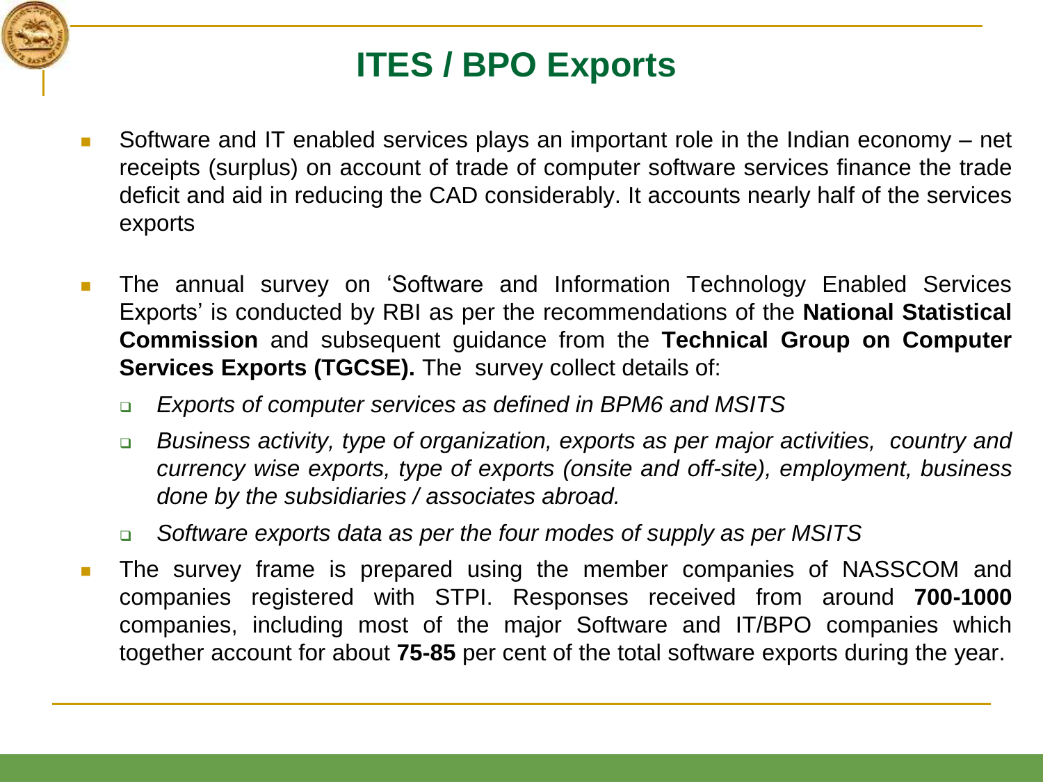# ITES / BPO Exports

- Software and IT enabled services plays an important role in the Indian economy – net receipts (surplus) on account of trade of computer software services finance the trade deficit and aid in reducing the CAD considerably. It accounts nearly half of the services exports

- The annual survey on 'Software and Information Technology Enabled Services Exports' is conducted by RBI as per the recommendations of the **National Statistical Commission** and subsequent guidance from the **Technical Group on Computer Services Exports (TGCSE).** The survey collect details of:
  - *Exports of computer services as defined in BPM6 and MSITS*
  - *Business activity, type of organization, exports as per major activities, country and currency wise exports, type of exports (onsite and off-site), employment, business done by the subsidiaries / associates abroad.*
  - *Software exports data as per the four modes of supply as per MSITS*

- The survey frame is prepared using the member companies of NASSCOM and companies registered with STPI. Responses received from around **700-1000** companies, including most of the major Software and IT/BPO companies which together account for about **75-85** per cent of the total software exports during the year.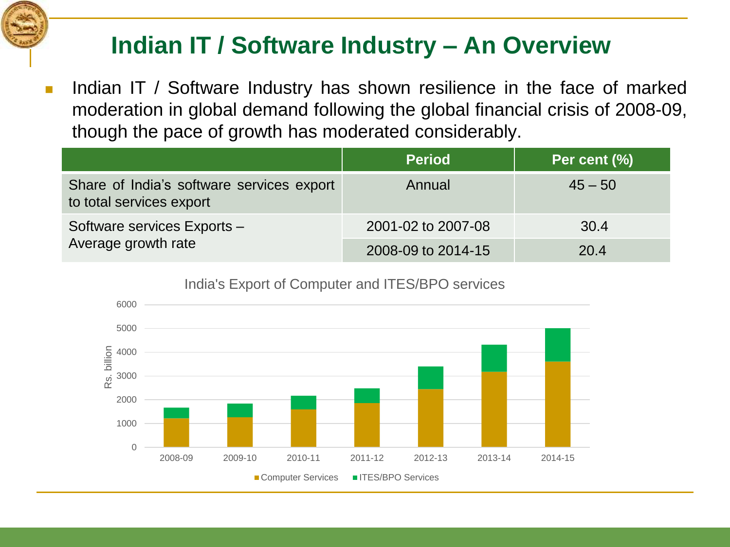# Indian IT / Software Industry – An Overview

- Indian IT / Software Industry has shown resilience in the face of marked moderation in global demand following the global financial crisis of 2008-09, though the pace of growth has moderated considerably.

| | Period | Per cent (%) |
|---|---|---|
| Share of India's software services export to total services export | Annual | 45 – 50 |
| Software services Exports – Average growth rate | 2001-02 to 2007-08 | 30.4 |
| | 2008-09 to 2014-15 | 20.4 |

India's Export of Computer and ITES/BPO services

Rs. billion

Computer Services | ITES/BPO Services

2008-09, 2009-10, 2010-11, 2011-12, 2012-13, 2013-14, 2014-15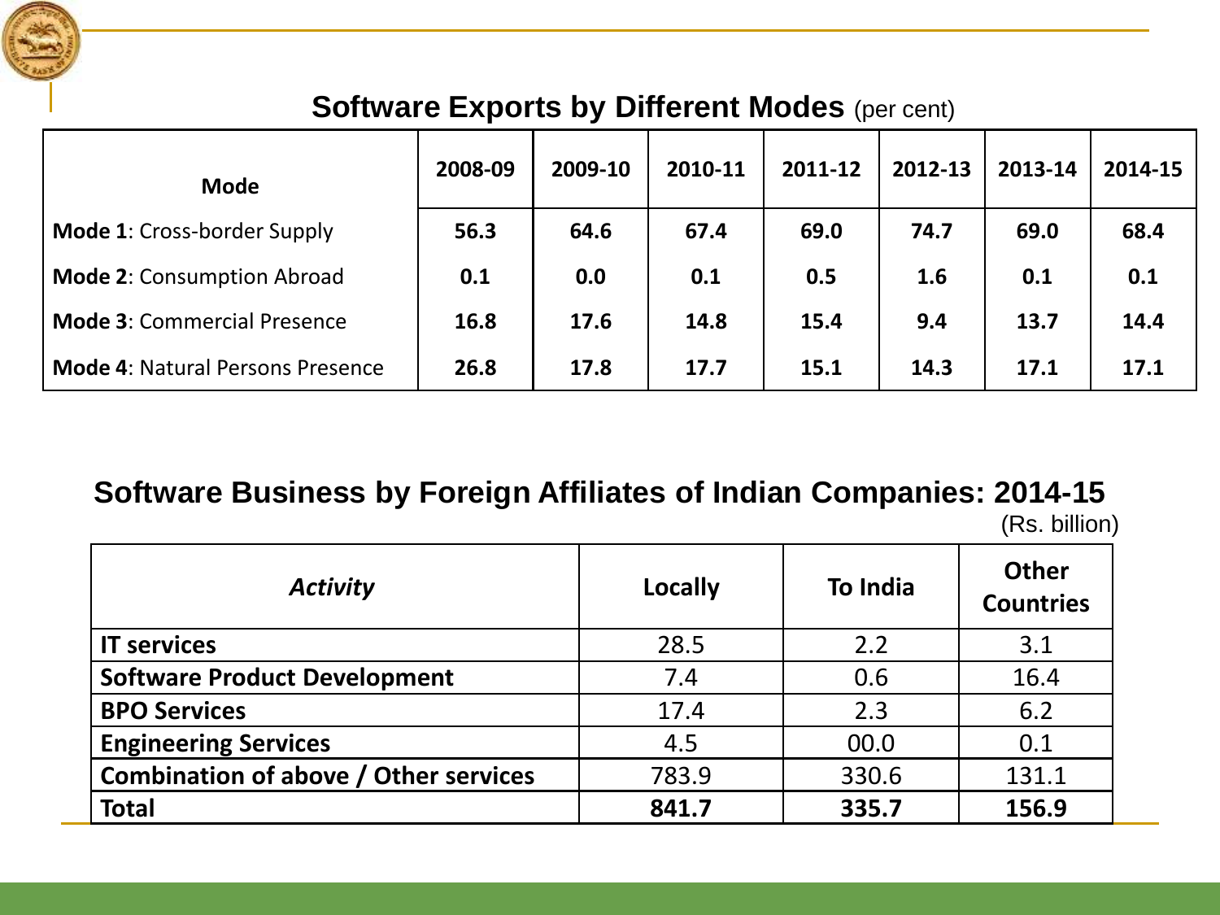## Software Exports by Different Modes (per cent)

| Mode | 2008-09 | 2009-10 | 2010-11 | 2011-12 | 2012-13 | 2013-14 | 2014-15 |
|---|---|---|---|---|---|---|---|
| **Mode 1**: Cross-border Supply | **56.3** | **64.6** | **67.4** | **69.0** | **74.7** | **69.0** | **68.4** |
| **Mode 2**: Consumption Abroad | **0.1** | **0.0** | **0.1** | **0.5** | **1.6** | **0.1** | **0.1** |
| **Mode 3**: Commercial Presence | **16.8** | **17.6** | **14.8** | **15.4** | **9.4** | **13.7** | **14.4** |
| **Mode 4**: Natural Persons Presence | **26.8** | **17.8** | **17.7** | **15.1** | **14.3** | **17.1** | **17.1** |

## Software Business by Foreign Affiliates of Indian Companies: 2014-15

(Rs. billion)

| *Activity* | Locally | To India | Other Countries |
|---|---|---|---|
| **IT services** | 28.5 | 2.2 | 3.1 |
| **Software Product Development** | 7.4 | 0.6 | 16.4 |
| **BPO Services** | 17.4 | 2.3 | 6.2 |
| **Engineering Services** | 4.5 | 00.0 | 0.1 |
| **Combination of above / Other services** | 783.9 | 330.6 | 131.1 |
| **Total** | **841.7** | **335.7** | **156.9** |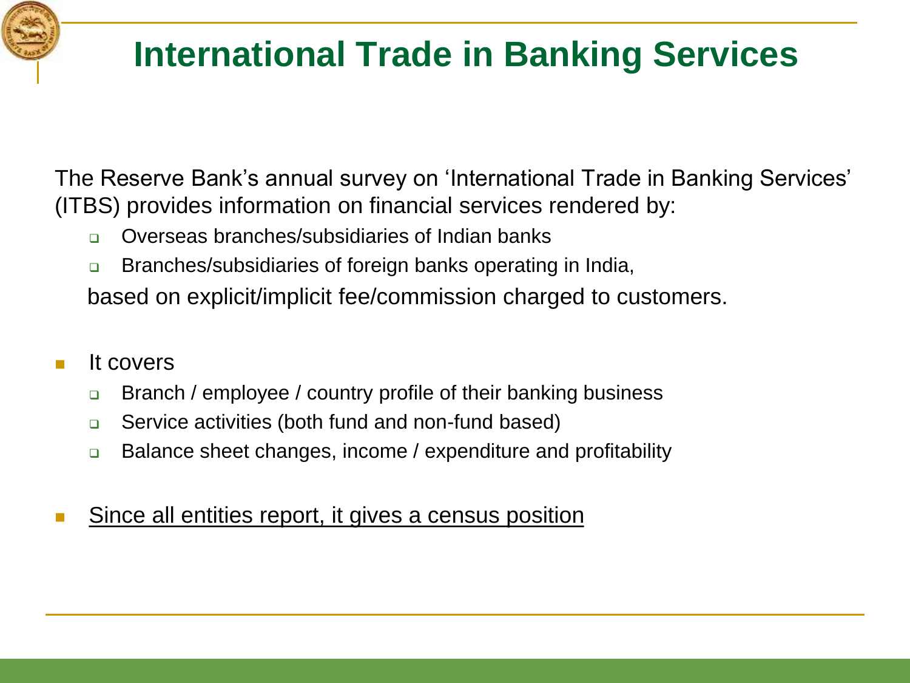# International Trade in Banking Services

The Reserve Bank's annual survey on 'International Trade in Banking Services' (ITBS) provides information on financial services rendered by:

- Overseas branches/subsidiaries of Indian banks
- Branches/subsidiaries of foreign banks operating in India,

based on explicit/implicit fee/commission charged to customers.

- It covers
  - Branch / employee / country profile of their banking business
  - Service activities (both fund and non-fund based)
  - Balance sheet changes, income / expenditure and profitability
- <u>Since all entities report, it gives a census position</u>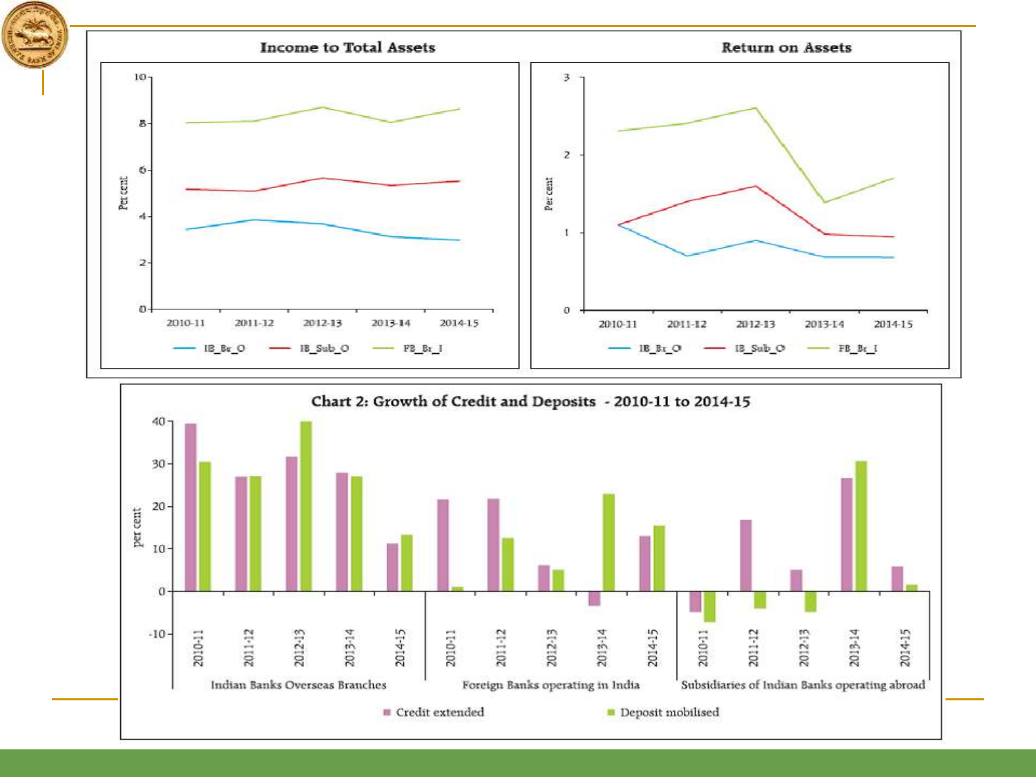**Income to Total Assets**

**Return on Assets**

**Chart 2: Growth of Credit and Deposits - 2010-11 to 2014-15**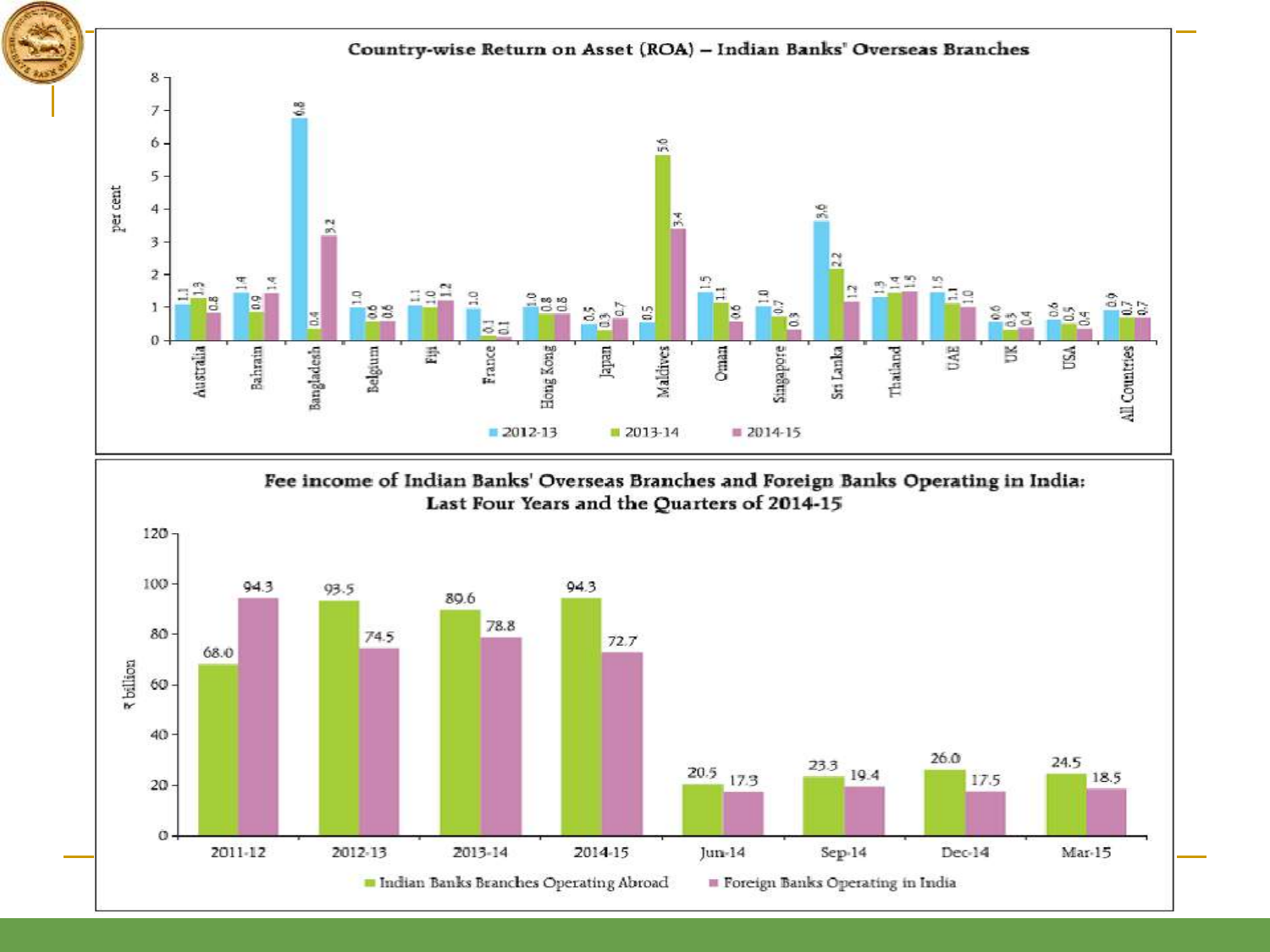## Country-wise Return on Asset (ROA) – Indian Banks' Overseas Branches

(per cent)

| Country | 2012-13 | 2013-14 | 2014-15 |
|---|---|---|---|
| Australia | 1.1 | 1.3 | 0.8 |
| Bahrain | 1.4 | 0.9 | 1.4 |
| Bangladesh | 6.8 | 0.4 | 3.2 |
| Belgium | 1.0 | 0.6 | 0.6 |
| Fiji | 1.1 | 1.0 | 1.2 |
| France | 1.0 | 0.1 | 0.1 |
| Hong Kong | 1.0 | 0.8 | 0.8 |
| Japan | 0.5 | 0.3 | 0.7 |
| Maldives | 0.5 | 5.6 | 3.4 |
| Oman | 1.5 | 1.1 | 0.6 |
| Singapore | 1.0 | 0.7 | 0.3 |
| Sri Lanka | 3.6 | 2.2 | 1.2 |
| Thailand | 1.3 | 1.4 | 1.5 |
| UAE | 1.5 | 1.1 | 1.0 |
| UK | 0.6 | 0.3 | 0.4 |
| USA | 0.6 | 0.5 | 0.4 |
| All Countries | 0.9 | 0.7 | 0.7 |

## Fee income of Indian Banks' Overseas Branches and Foreign Banks Operating in India: Last Four Years and the Quarters of 2014-15

(₹ billion)

| Period | Indian Banks Branches Operating Abroad | Foreign Banks Operating in India |
|---|---|---|
| 2011-12 | 68.0 | 94.3 |
| 2012-13 | 93.5 | 74.5 |
| 2013-14 | 89.6 | 78.8 |
| 2014-15 | 94.3 | 72.7 |
| Jun-14 | 20.5 | 17.3 |
| Sep-14 | 23.3 | 19.4 |
| Dec-14 | 26.0 | 17.5 |
| Mar-15 | 24.5 | 18.5 |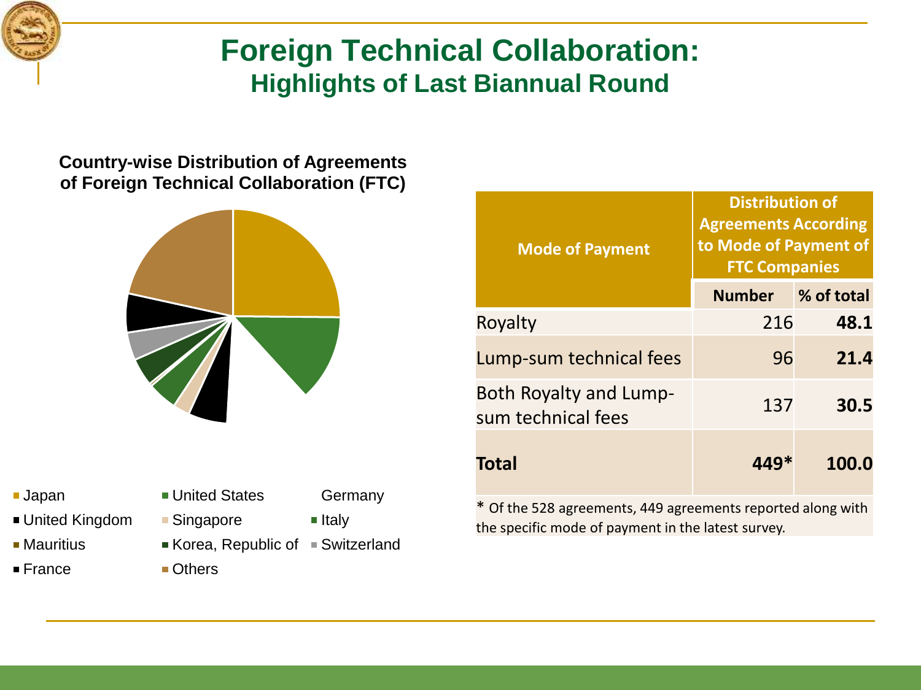# Foreign Technical Collaboration:

## Highlights of Last Biannual Round

**Country-wise Distribution of Agreements of Foreign Technical Collaboration (FTC)**

Japan, United States, Germany, United Kingdom, Singapore, Italy, Mauritius, Korea, Republic of, Switzerland, France, Others

| Mode of Payment | Distribution of Agreements According to Mode of Payment of FTC Companies | |
|---|---|---|
| | Number | % of total |
| Royalty | 216 | **48.1** |
| Lump-sum technical fees | 96 | **21.4** |
| Both Royalty and Lump-sum technical fees | 137 | **30.5** |
| **Total** | **449*** | **100.0** |

* Of the 528 agreements, 449 agreements reported along with the specific mode of payment in the latest survey.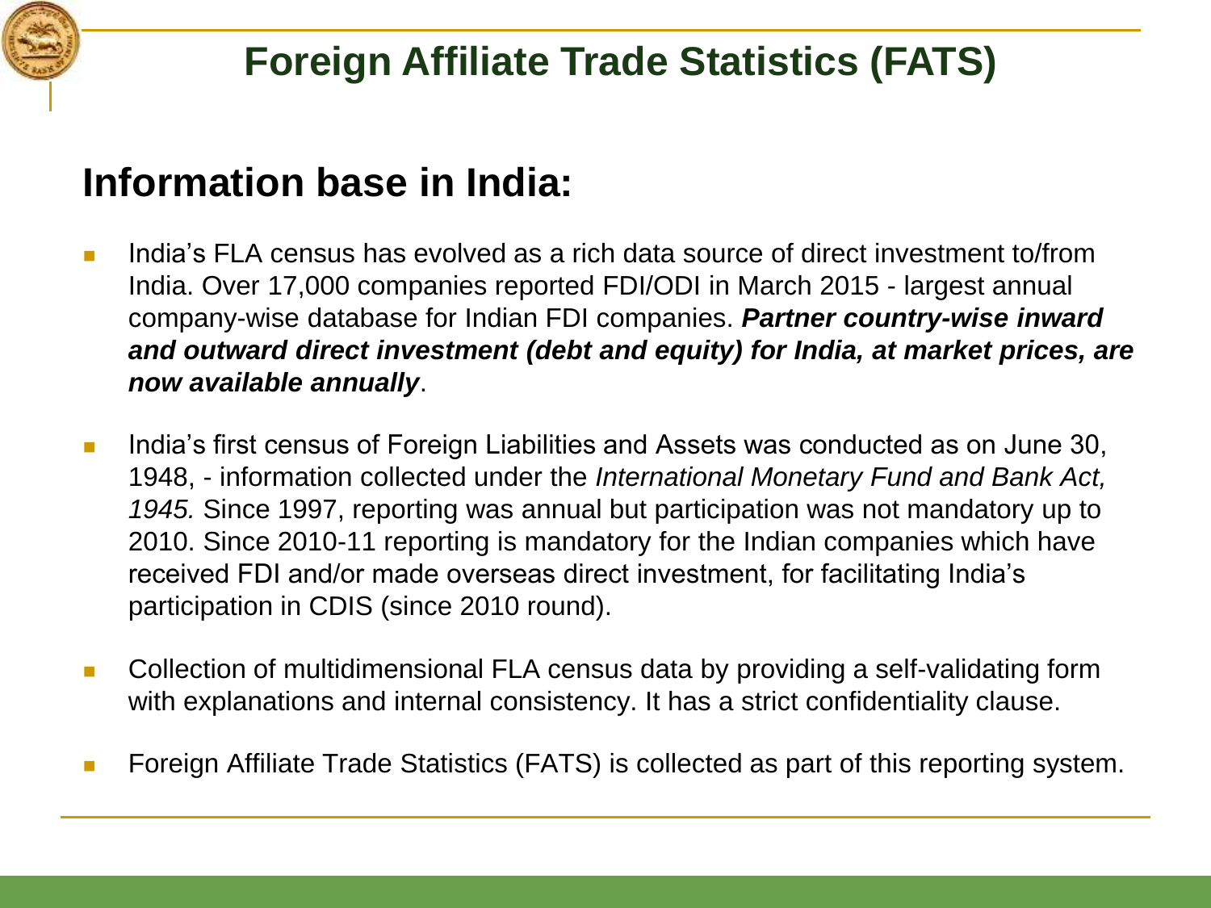# Foreign Affiliate Trade Statistics (FATS)

## Information base in India:

- India's FLA census has evolved as a rich data source of direct investment to/from India. Over 17,000 companies reported FDI/ODI in March 2015 - largest annual company-wise database for Indian FDI companies. ***Partner country-wise inward and outward direct investment (debt and equity) for India, at market prices, are now available annually***.
- India's first census of Foreign Liabilities and Assets was conducted as on June 30, 1948, - information collected under the *International Monetary Fund and Bank Act, 1945.* Since 1997, reporting was annual but participation was not mandatory up to 2010. Since 2010-11 reporting is mandatory for the Indian companies which have received FDI and/or made overseas direct investment, for facilitating India's participation in CDIS (since 2010 round).
- Collection of multidimensional FLA census data by providing a self-validating form with explanations and internal consistency. It has a strict confidentiality clause.
- Foreign Affiliate Trade Statistics (FATS) is collected as part of this reporting system.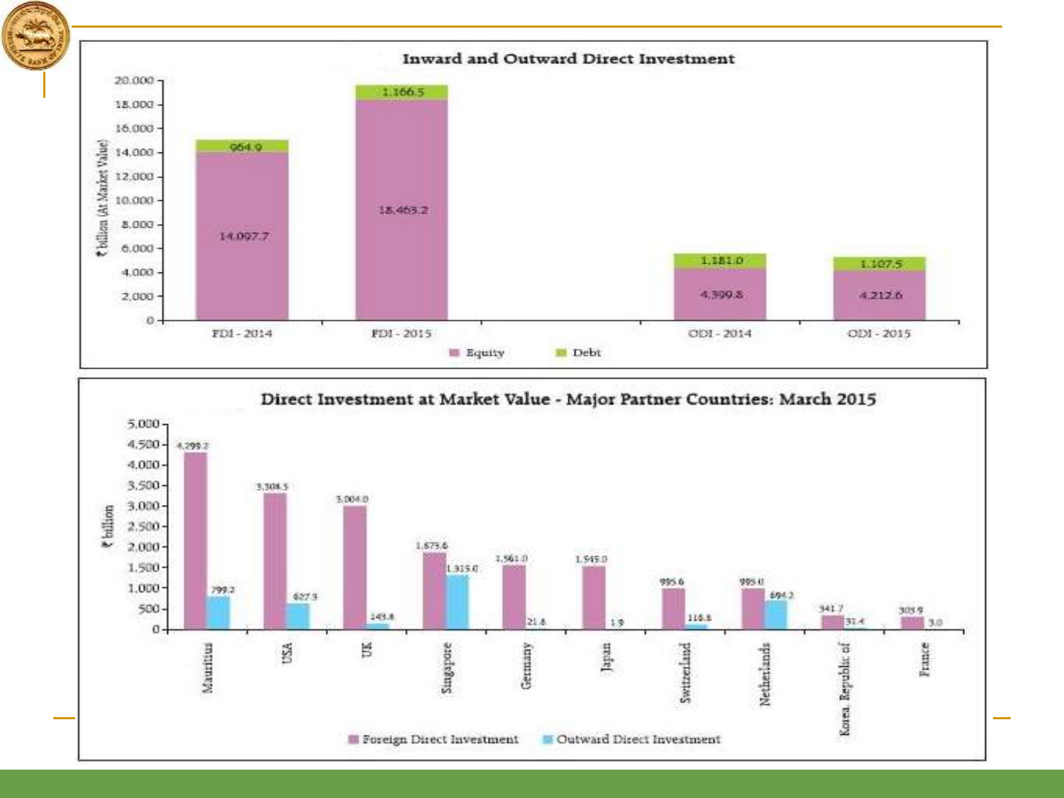## Inward and Outward Direct Investment

₹ billion (At Market Value)

| | Equity | Debt |
|---|---|---|
| FDI - 2014 | 14,097.7 | 964.9 |
| FDI - 2015 | 18,463.2 | 1,166.5 |
| ODI - 2014 | 4,399.8 | 1,181.0 |
| ODI - 2015 | 4,212.6 | 1,107.5 |

## Direct Investment at Market Value - Major Partner Countries: March 2015

₹ billion

| Country | Foreign Direct Investment | Outward Direct Investment |
|---|---|---|
| Mauritius | 4,299.2 | 799.2 |
| USA | 3,308.5 | 627.3 |
| UK | 3,004.0 | 143.8 |
| Singapore | 1,873.6 | 1,315.0 |
| Germany | 1,561.0 | 21.8 |
| Japan | 1,545.0 | 1.9 |
| Switzerland | 995.6 | 116.8 |
| Netherlands | 995.0 | 694.2 |
| Korea, Republic of | 341.7 | 31.4 |
| France | 303.9 | 3.0 |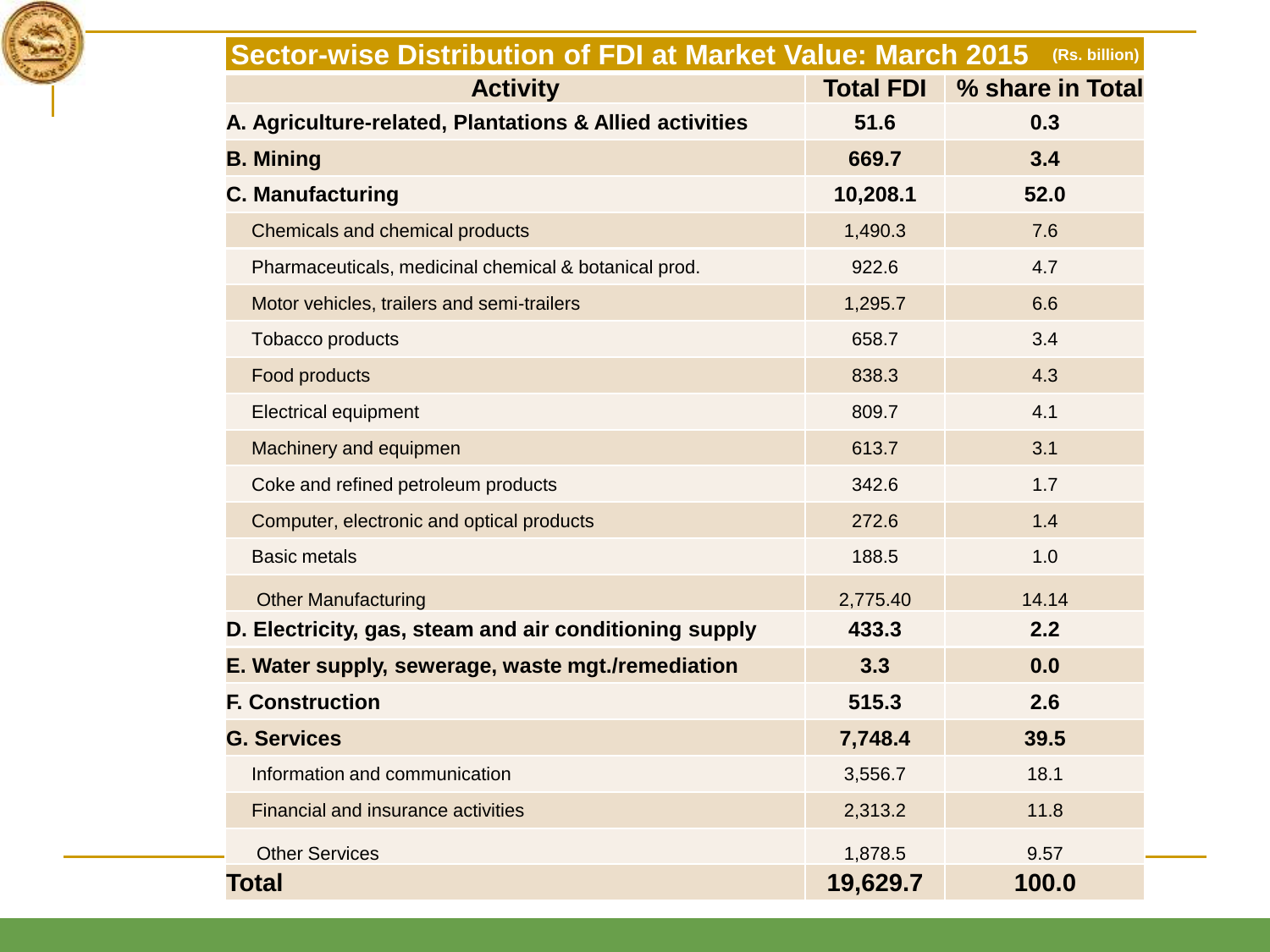## Sector-wise Distribution of FDI at Market Value: March 2015 (Rs. billion)

| Activity | Total FDI | % share in Total |
|---|---|---|
| **A. Agriculture-related, Plantations & Allied activities** | **51.6** | **0.3** |
| **B. Mining** | **669.7** | **3.4** |
| **C. Manufacturing** | **10,208.1** | **52.0** |
| Chemicals and chemical products | 1,490.3 | 7.6 |
| Pharmaceuticals, medicinal chemical & botanical prod. | 922.6 | 4.7 |
| Motor vehicles, trailers and semi-trailers | 1,295.7 | 6.6 |
| Tobacco products | 658.7 | 3.4 |
| Food products | 838.3 | 4.3 |
| Electrical equipment | 809.7 | 4.1 |
| Machinery and equipmen | 613.7 | 3.1 |
| Coke and refined petroleum products | 342.6 | 1.7 |
| Computer, electronic and optical products | 272.6 | 1.4 |
| Basic metals | 188.5 | 1.0 |
| Other Manufacturing | 2,775.40 | 14.14 |
| **D. Electricity, gas, steam and air conditioning supply** | **433.3** | **2.2** |
| **E. Water supply, sewerage, waste mgt./remediation** | **3.3** | **0.0** |
| **F. Construction** | **515.3** | **2.6** |
| **G. Services** | **7,748.4** | **39.5** |
| Information and communication | 3,556.7 | 18.1 |
| Financial and insurance activities | 2,313.2 | 11.8 |
| Other Services | 1,878.5 | 9.57 |
| **Total** | **19,629.7** | **100.0** |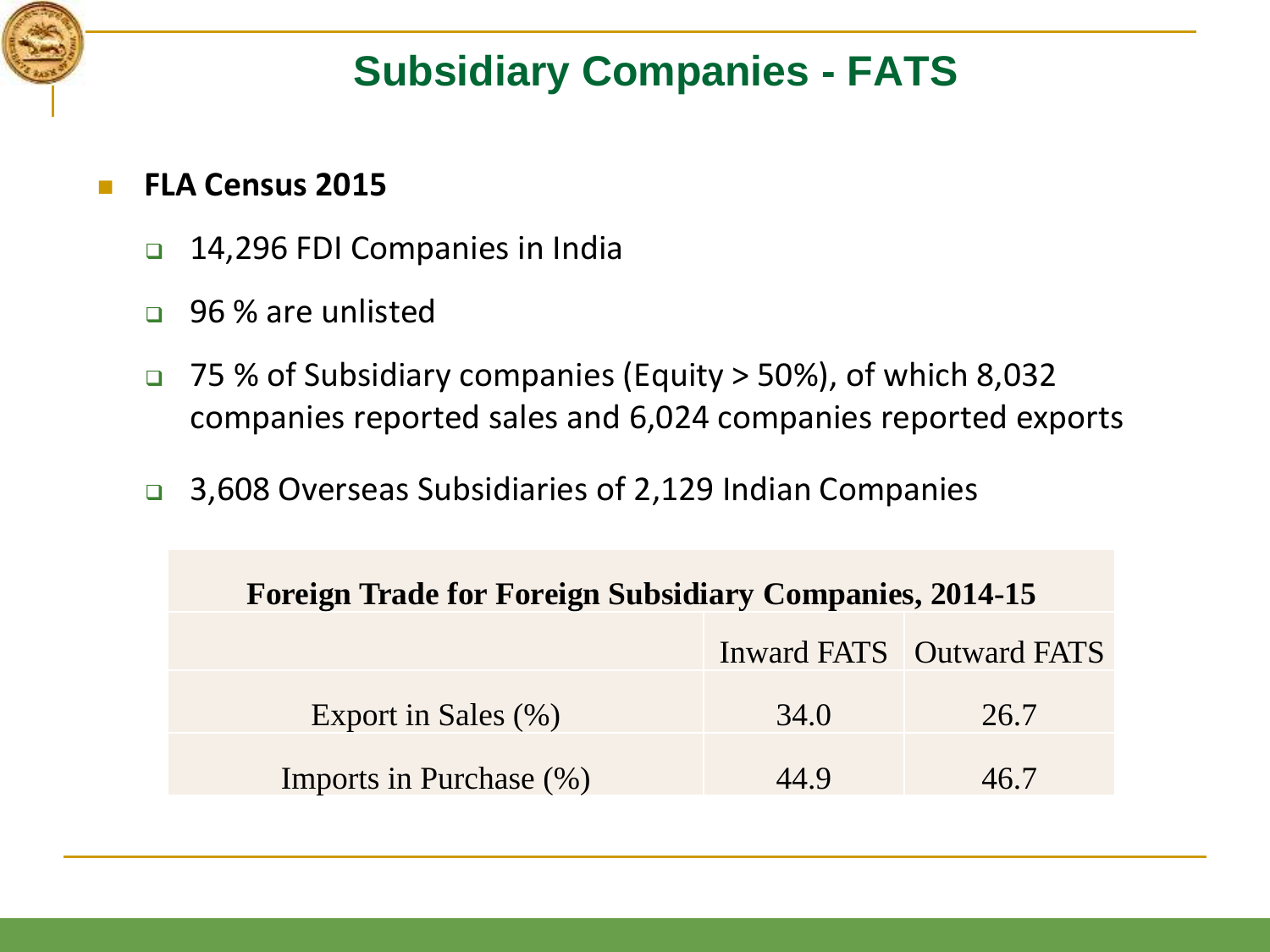# Subsidiary Companies - FATS

- **FLA Census 2015**
  - 14,296 FDI Companies in India
  - 96 % are unlisted
  - 75 % of Subsidiary companies (Equity > 50%), of which 8,032 companies reported sales and 6,024 companies reported exports
  - 3,608 Overseas Subsidiaries of 2,129 Indian Companies

**Foreign Trade for Foreign Subsidiary Companies, 2014-15**

| | Inward FATS | Outward FATS |
|---|---|---|
| Export in Sales (%) | 34.0 | 26.7 |
| Imports in Purchase (%) | 44.9 | 46.7 |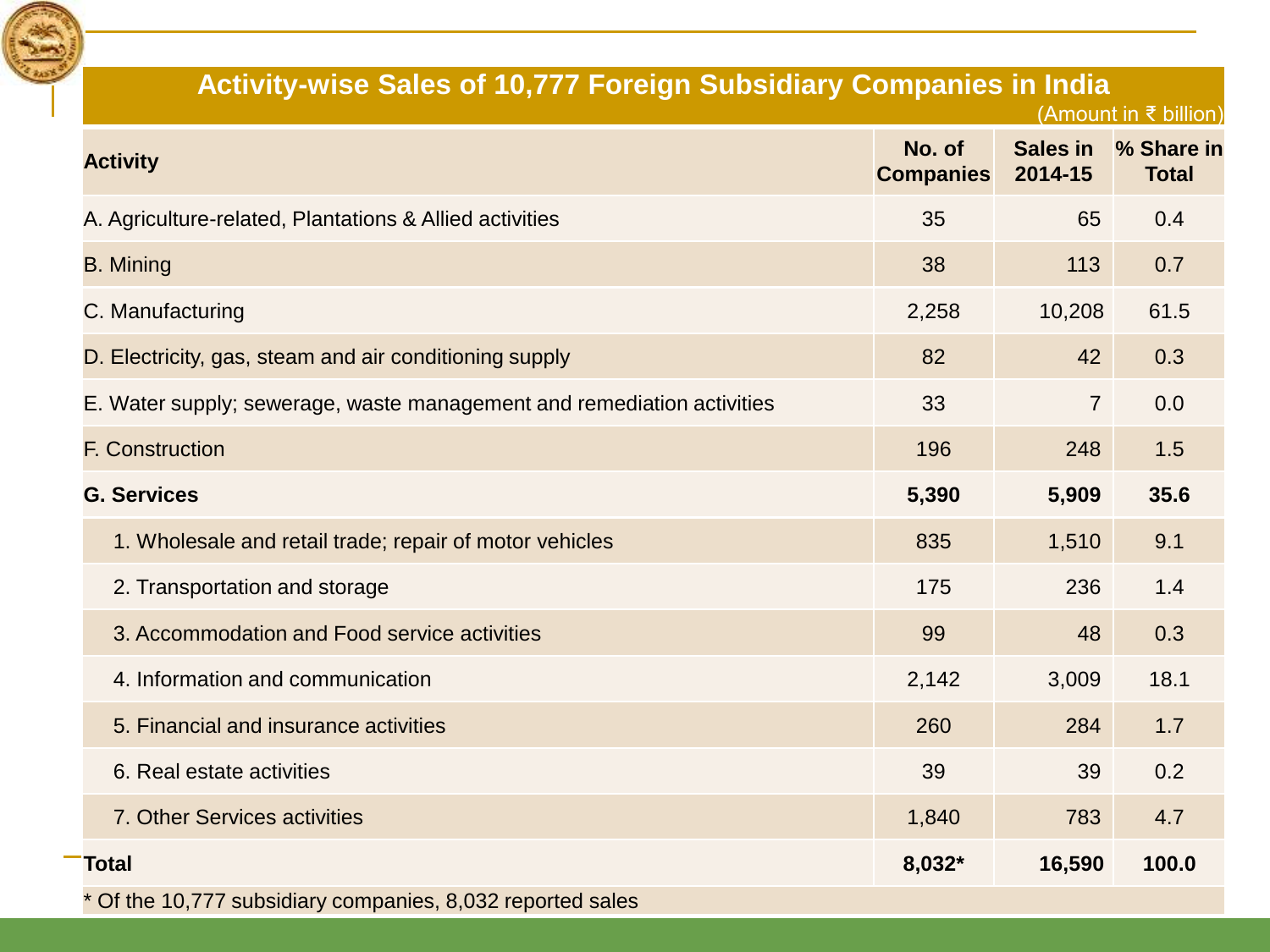## Activity-wise Sales of 10,777 Foreign Subsidiary Companies in India

(Amount in ₹ billion)

| Activity | No. of Companies | Sales in 2014-15 | % Share in Total |
|---|---|---|---|
| A. Agriculture-related, Plantations & Allied activities | 35 | 65 | 0.4 |
| B. Mining | 38 | 113 | 0.7 |
| C. Manufacturing | 2,258 | 10,208 | 61.5 |
| D. Electricity, gas, steam and air conditioning supply | 82 | 42 | 0.3 |
| E. Water supply; sewerage, waste management and remediation activities | 33 | 7 | 0.0 |
| F. Construction | 196 | 248 | 1.5 |
| **G. Services** | **5,390** | **5,909** | **35.6** |
| 1. Wholesale and retail trade; repair of motor vehicles | 835 | 1,510 | 9.1 |
| 2. Transportation and storage | 175 | 236 | 1.4 |
| 3. Accommodation and Food service activities | 99 | 48 | 0.3 |
| 4. Information and communication | 2,142 | 3,009 | 18.1 |
| 5. Financial and insurance activities | 260 | 284 | 1.7 |
| 6. Real estate activities | 39 | 39 | 0.2 |
| 7. Other Services activities | 1,840 | 783 | 4.7 |
| **Total** | **8,032*** | **16,590** | **100.0** |

* Of the 10,777 subsidiary companies, 8,032 reported sales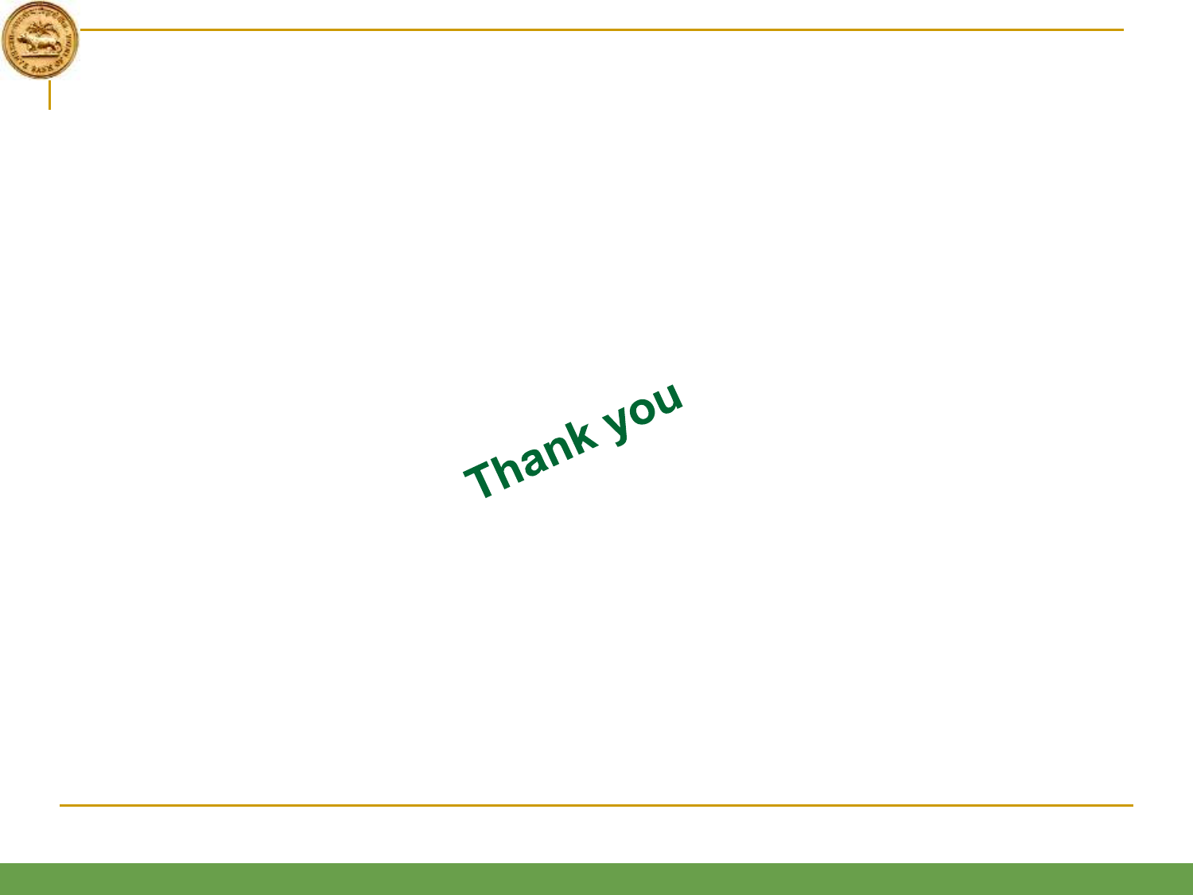Thank you